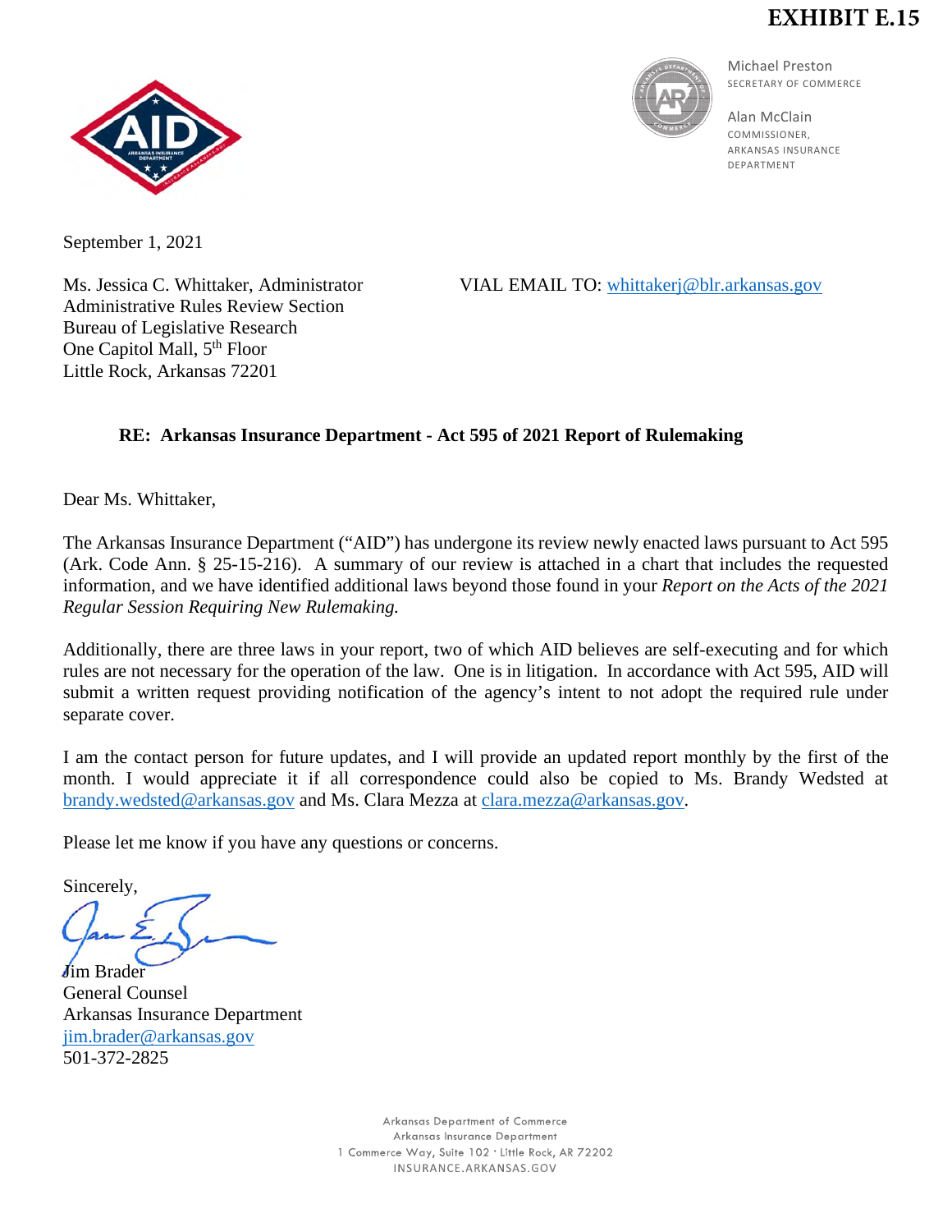**EXHIBIT E.15**

Michael Preston
SECRETARY OF COMMERCE

Alan McClain
COMMISSIONER,
ARKANSAS INSURANCE DEPARTMENT

September 1, 2021

Ms. Jessica C. Whittaker, Administrator
Administrative Rules Review Section
Bureau of Legislative Research
One Capitol Mall, 5th Floor
Little Rock, Arkansas 72201

VIAL EMAIL TO: whittakerj@blr.arkansas.gov

**RE: Arkansas Insurance Department - Act 595 of 2021 Report of Rulemaking**

Dear Ms. Whittaker,

The Arkansas Insurance Department ("AID") has undergone its review newly enacted laws pursuant to Act 595 (Ark. Code Ann. § 25-15-216). A summary of our review is attached in a chart that includes the requested information, and we have identified additional laws beyond those found in your *Report on the Acts of the 2021 Regular Session Requiring New Rulemaking.*

Additionally, there are three laws in your report, two of which AID believes are self-executing and for which rules are not necessary for the operation of the law. One is in litigation. In accordance with Act 595, AID will submit a written request providing notification of the agency's intent to not adopt the required rule under separate cover.

I am the contact person for future updates, and I will provide an updated report monthly by the first of the month. I would appreciate it if all correspondence could also be copied to Ms. Brandy Wedsted at brandy.wedsted@arkansas.gov and Ms. Clara Mezza at clara.mezza@arkansas.gov.

Please let me know if you have any questions or concerns.

Sincerely,

Jim Brader
General Counsel
Arkansas Insurance Department
jim.brader@arkansas.gov
501-372-2825

Arkansas Department of Commerce
Arkansas Insurance Department
1 Commerce Way, Suite 102 · Little Rock, AR 72202
INSURANCE.ARKANSAS.GOV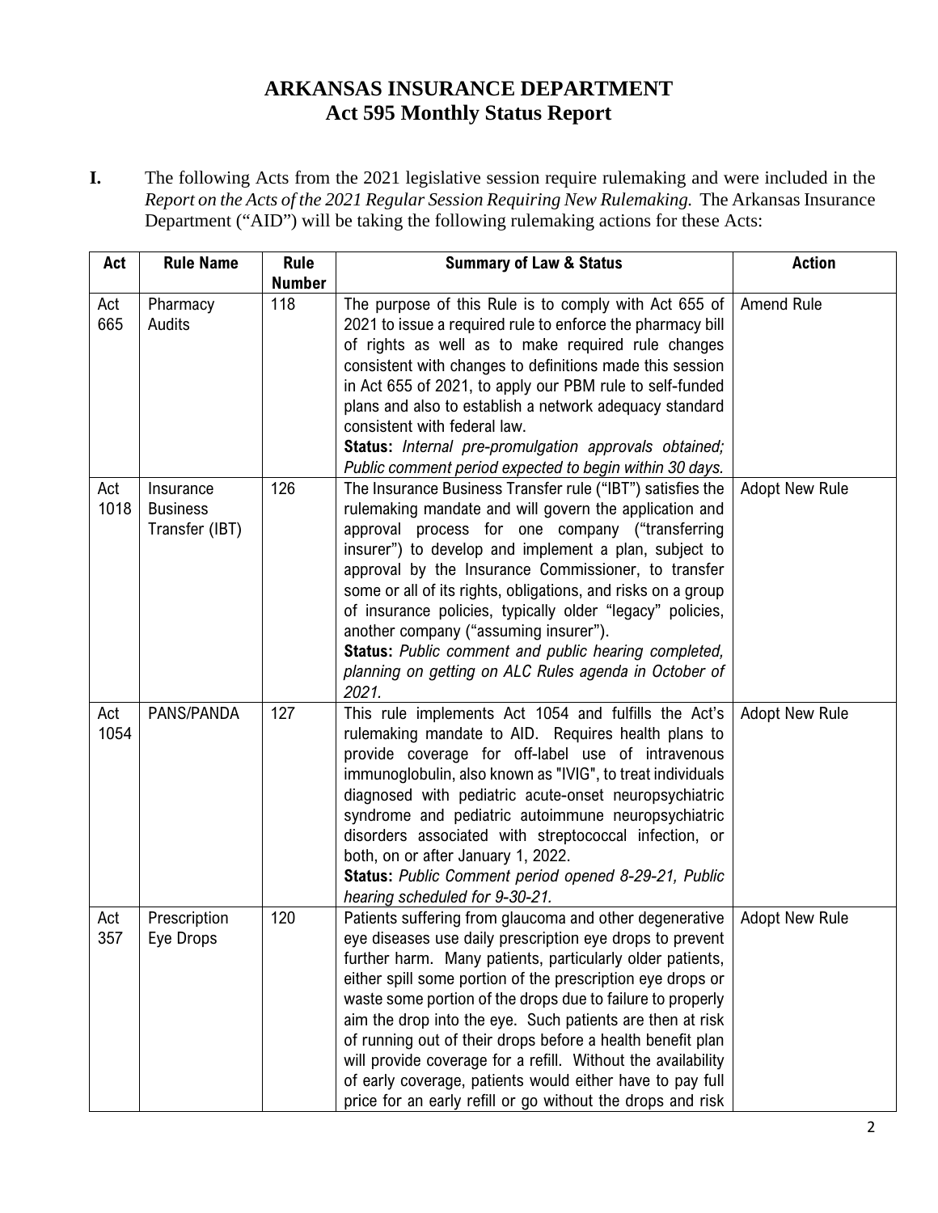# ARKANSAS INSURANCE DEPARTMENT
## Act 595 Monthly Status Report

**I.** The following Acts from the 2021 legislative session require rulemaking and were included in the *Report on the Acts of the 2021 Regular Session Requiring New Rulemaking.* The Arkansas Insurance Department ("AID") will be taking the following rulemaking actions for these Acts:

| Act | Rule Name | Rule Number | Summary of Law & Status | Action |
|---|---|---|---|---|
| Act 665 | Pharmacy Audits | 118 | The purpose of this Rule is to comply with Act 655 of 2021 to issue a required rule to enforce the pharmacy bill of rights as well as to make required rule changes consistent with changes to definitions made this session in Act 655 of 2021, to apply our PBM rule to self-funded plans and also to establish a network adequacy standard consistent with federal law.<br>**Status:** *Internal pre-promulgation approvals obtained; Public comment period expected to begin within 30 days.* | Amend Rule |
| Act 1018 | Insurance Business Transfer (IBT) | 126 | The Insurance Business Transfer rule ("IBT") satisfies the rulemaking mandate and will govern the application and approval process for one company ("transferring insurer") to develop and implement a plan, subject to approval by the Insurance Commissioner, to transfer some or all of its rights, obligations, and risks on a group of insurance policies, typically older "legacy" policies, another company ("assuming insurer").<br>**Status:** *Public comment and public hearing completed, planning on getting on ALC Rules agenda in October of 2021.* | Adopt New Rule |
| Act 1054 | PANS/PANDA | 127 | This rule implements Act 1054 and fulfills the Act's rulemaking mandate to AID. Requires health plans to provide coverage for off-label use of intravenous immunoglobulin, also known as "IVIG", to treat individuals diagnosed with pediatric acute-onset neuropsychiatric syndrome and pediatric autoimmune neuropsychiatric disorders associated with streptococcal infection, or both, on or after January 1, 2022.<br>**Status:** *Public Comment period opened 8-29-21, Public hearing scheduled for 9-30-21.* | Adopt New Rule |
| Act 357 | Prescription Eye Drops | 120 | Patients suffering from glaucoma and other degenerative eye diseases use daily prescription eye drops to prevent further harm. Many patients, particularly older patients, either spill some portion of the prescription eye drops or waste some portion of the drops due to failure to properly aim the drop into the eye. Such patients are then at risk of running out of their drops before a health benefit plan will provide coverage for a refill. Without the availability of early coverage, patients would either have to pay full price for an early refill or go without the drops and risk | Adopt New Rule |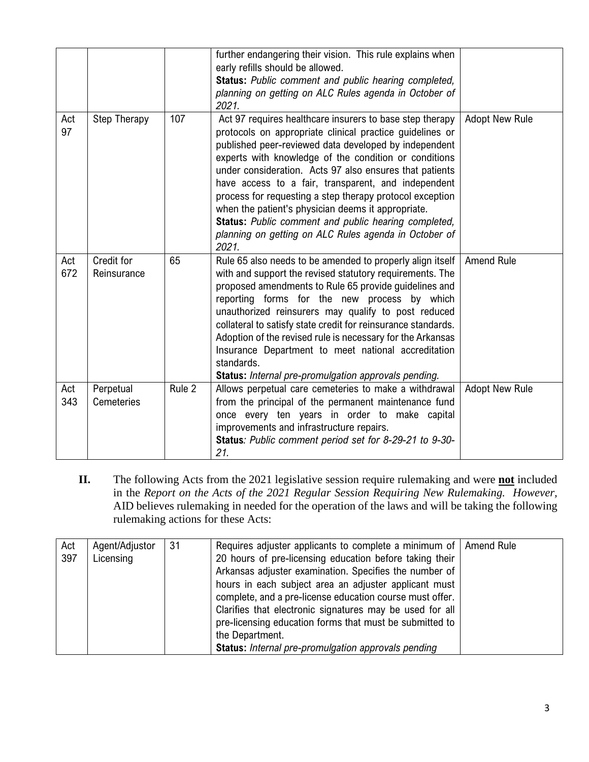|  |  |  | further endangering their vision. This rule explains when early refills should be allowed.<br>**Status:** *Public comment and public hearing completed, planning on getting on ALC Rules agenda in October of 2021.* |  |
|---|---|---|---|---|
| Act 97 | Step Therapy | 107 | Act 97 requires healthcare insurers to base step therapy protocols on appropriate clinical practice guidelines or published peer-reviewed data developed by independent experts with knowledge of the condition or conditions under consideration. Acts 97 also ensures that patients have access to a fair, transparent, and independent process for requesting a step therapy protocol exception when the patient's physician deems it appropriate.<br>**Status:** *Public comment and public hearing completed, planning on getting on ALC Rules agenda in October of 2021.* | Adopt New Rule |
| Act 672 | Credit for Reinsurance | 65 | Rule 65 also needs to be amended to properly align itself with and support the revised statutory requirements. The proposed amendments to Rule 65 provide guidelines and reporting forms for the new process by which unauthorized reinsurers may qualify to post reduced collateral to satisfy state credit for reinsurance standards. Adoption of the revised rule is necessary for the Arkansas Insurance Department to meet national accreditation standards.<br>**Status:** *Internal pre-promulgation approvals pending.* | Amend Rule |
| Act 343 | Perpetual Cemeteries | Rule 2 | Allows perpetual care cemeteries to make a withdrawal from the principal of the permanent maintenance fund once every ten years in order to make capital improvements and infrastructure repairs.<br>**Status***: Public comment period set for 8-29-21 to 9-30-21.* | Adopt New Rule |

**II.** The following Acts from the 2021 legislative session require rulemaking and were **not** included in the *Report on the Acts of the 2021 Regular Session Requiring New Rulemaking. However*, AID believes rulemaking in needed for the operation of the laws and will be taking the following rulemaking actions for these Acts:

| Act 397 | Agent/Adjustor Licensing | 31 | Requires adjuster applicants to complete a minimum of 20 hours of pre-licensing education before taking their Arkansas adjuster examination. Specifies the number of hours in each subject area an adjuster applicant must complete, and a pre-license education course must offer. Clarifies that electronic signatures may be used for all pre-licensing education forms that must be submitted to the Department.<br>**Status:** *Internal pre-promulgation approvals pending* | Amend Rule |
|---|---|---|---|---|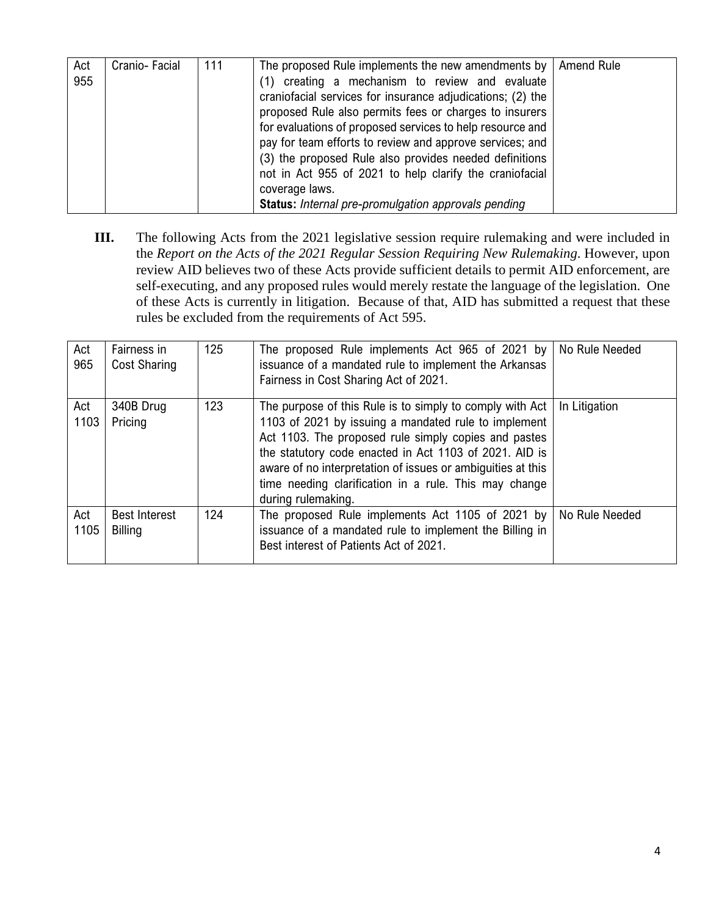| | | | | |
|---|---|---|---|---|
| Act 955 | Cranio- Facial | 111 | The proposed Rule implements the new amendments by (1) creating a mechanism to review and evaluate craniofacial services for insurance adjudications; (2) the proposed Rule also permits fees or charges to insurers for evaluations of proposed services to help resource and pay for team efforts to review and approve services; and (3) the proposed Rule also provides needed definitions not in Act 955 of 2021 to help clarify the craniofacial coverage laws.<br>**Status:** *Internal pre-promulgation approvals pending* | Amend Rule |

**III.** The following Acts from the 2021 legislative session require rulemaking and were included in the *Report on the Acts of the 2021 Regular Session Requiring New Rulemaking*. However, upon review AID believes two of these Acts provide sufficient details to permit AID enforcement, are self-executing, and any proposed rules would merely restate the language of the legislation. One of these Acts is currently in litigation. Because of that, AID has submitted a request that these rules be excluded from the requirements of Act 595.

| | | | | |
|---|---|---|---|---|
| Act 965 | Fairness in Cost Sharing | 125 | The proposed Rule implements Act 965 of 2021 by issuance of a mandated rule to implement the Arkansas Fairness in Cost Sharing Act of 2021. | No Rule Needed |
| Act 1103 | 340B Drug Pricing | 123 | The purpose of this Rule is to simply to comply with Act 1103 of 2021 by issuing a mandated rule to implement Act 1103. The proposed rule simply copies and pastes the statutory code enacted in Act 1103 of 2021. AID is aware of no interpretation of issues or ambiguities at this time needing clarification in a rule. This may change during rulemaking. | In Litigation |
| Act 1105 | Best Interest Billing | 124 | The proposed Rule implements Act 1105 of 2021 by issuance of a mandated rule to implement the Billing in Best interest of Patients Act of 2021. | No Rule Needed |